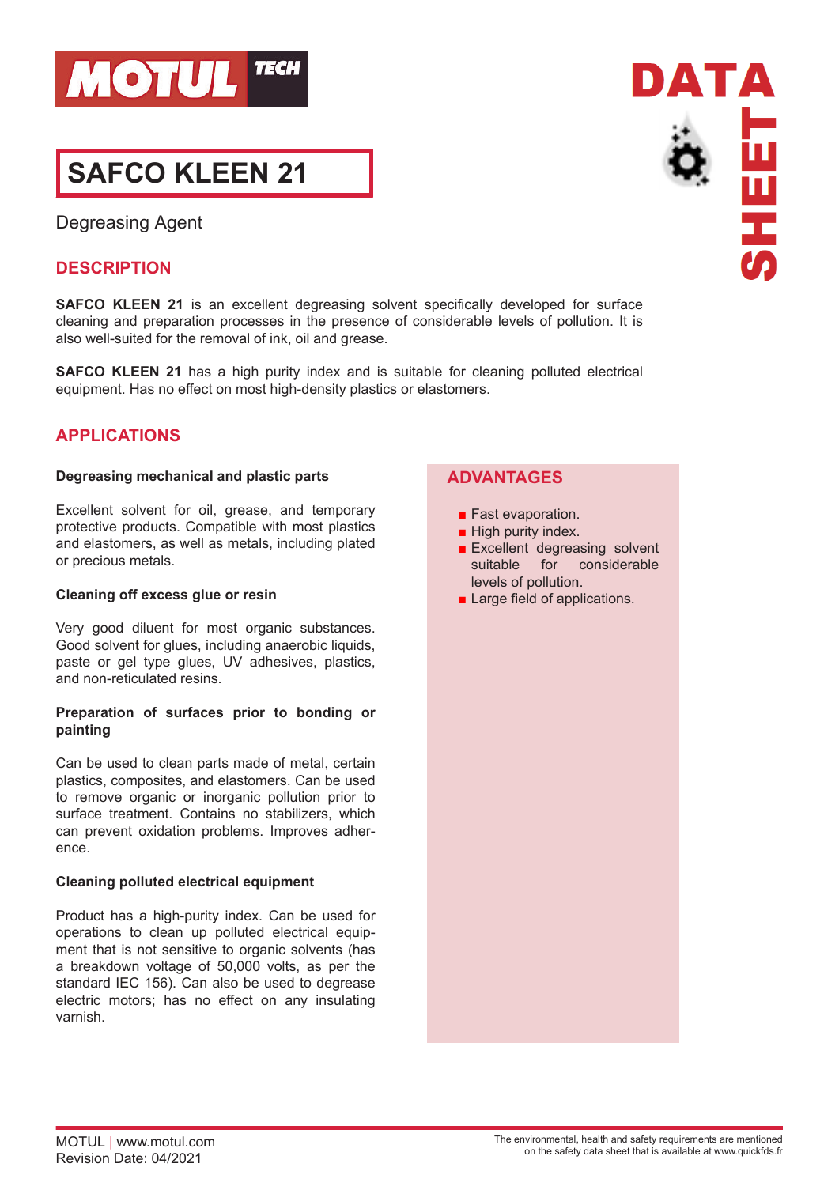# SAFCO KLEEN 21

Degreasing Agent

## DESCRIPTION

**SAFCO KLEEN 21** is an excellent degreasing solvent specifically developed for surface cleaning and preparation processes in the presence of considerable levels of pollution. It is also well-suited for the removal of ink, oil and grease.

**SAFCO KLEEN 21** has a high purity index and is suitable for cleaning polluted electrical equipment. Has no effect on most high-density plastics or elastomers.

## APPLICATIONS

### Degreasing mechanical and plastic parts

Excellent solvent for oil, grease, and temporary protective products. Compatible with most plastics and elastomers, as well as metals, including plated or precious metals.

### Cleaning off excess glue or resin

Very good diluent for most organic substances. Good solvent for glues, including anaerobic liquids, paste or gel type glues, UV adhesives, plastics, and non-reticulated resins.

### Preparation of surfaces prior to bonding or painting

Can be used to clean parts made of metal, certain plastics, composites, and elastomers. Can be used to remove organic or inorganic pollution prior to surface treatment. Contains no stabilizers, which can prevent oxidation problems. Improves adherence.

### Cleaning polluted electrical equipment

Product has a high-purity index. Can be used for operations to clean up polluted electrical equipment that is not sensitive to organic solvents (has a breakdown voltage of 50,000 volts, as per the standard IEC 156). Can also be used to degrease electric motors; has no effect on any insulating varnish.

## ADVANTAGES

- Fast evaporation.
- High purity index.
- Excellent degreasing solvent suitable for considerable levels of pollution.
- Large field of applications.

MOTUL | www.motul.com
Revision Date: 04/2021

The environmental, health and safety requirements are mentioned on the safety data sheet that is available at www.quickfds.fr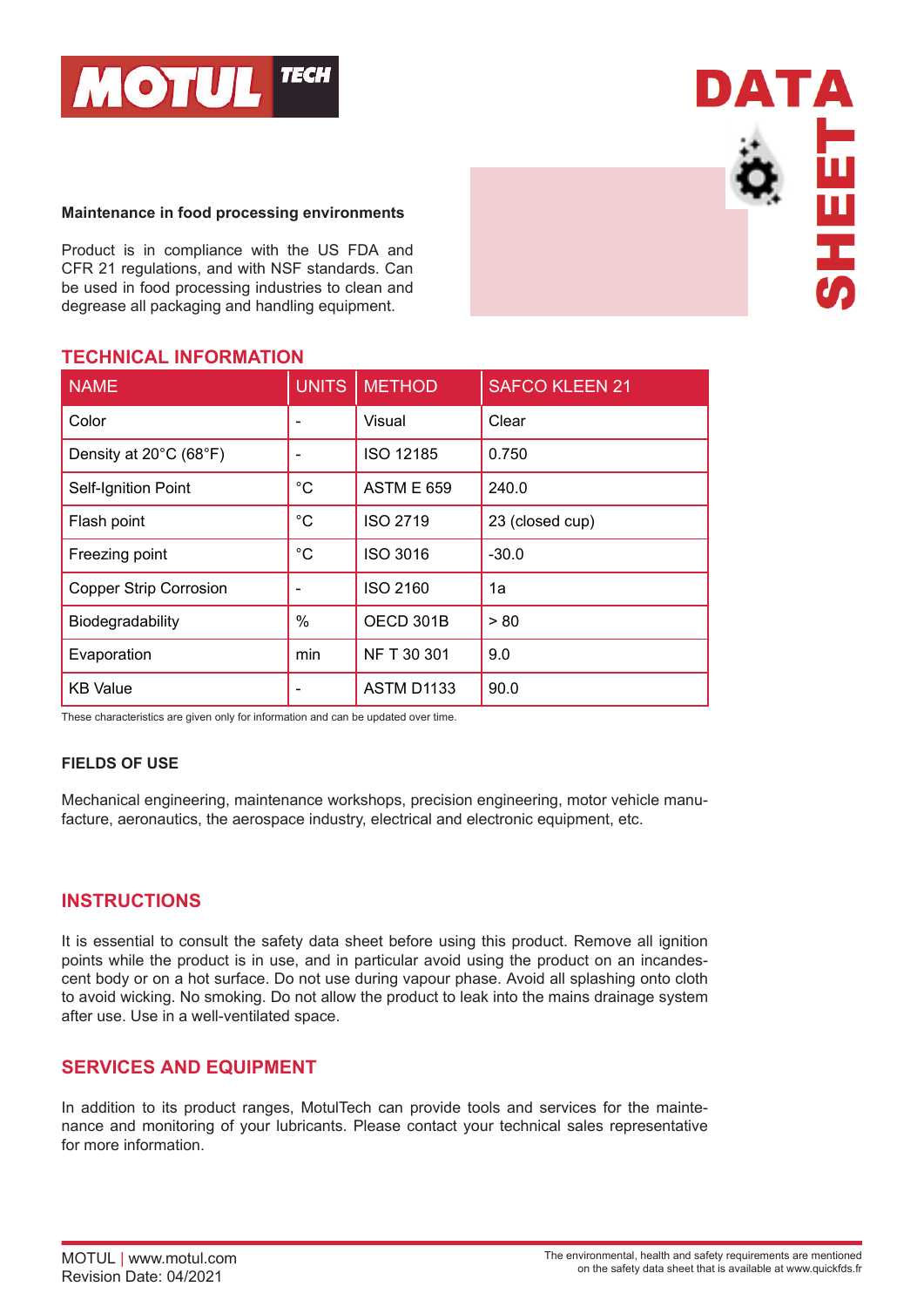**Maintenance in food processing environments**

Product is in compliance with the US FDA and CFR 21 regulations, and with NSF standards. Can be used in food processing industries to clean and degrease all packaging and handling equipment.

## TECHNICAL INFORMATION

| NAME | UNITS | METHOD | SAFCO KLEEN 21 |
|---|---|---|---|
| Color | - | Visual | Clear |
| Density at 20°C (68°F) | - | ISO 12185 | 0.750 |
| Self-Ignition Point | °C | ASTM E 659 | 240.0 |
| Flash point | °C | ISO 2719 | 23 (closed cup) |
| Freezing point | °C | ISO 3016 | -30.0 |
| Copper Strip Corrosion | - | ISO 2160 | 1a |
| Biodegradability | % | OECD 301B | > 80 |
| Evaporation | min | NF T 30 301 | 9.0 |
| KB Value | - | ASTM D1133 | 90.0 |

These characteristics are given only for information and can be updated over time.

**FIELDS OF USE**

Mechanical engineering, maintenance workshops, precision engineering, motor vehicle manufacture, aeronautics, the aerospace industry, electrical and electronic equipment, etc.

## INSTRUCTIONS

It is essential to consult the safety data sheet before using this product. Remove all ignition points while the product is in use, and in particular avoid using the product on an incandescent body or on a hot surface. Do not use during vapour phase. Avoid all splashing onto cloth to avoid wicking. No smoking. Do not allow the product to leak into the mains drainage system after use. Use in a well-ventilated space.

## SERVICES AND EQUIPMENT

In addition to its product ranges, MotulTech can provide tools and services for the maintenance and monitoring of your lubricants. Please contact your technical sales representative for more information.

MOTUL | www.motul.com
Revision Date: 04/2021

The environmental, health and safety requirements are mentioned on the safety data sheet that is available at www.quickfds.fr